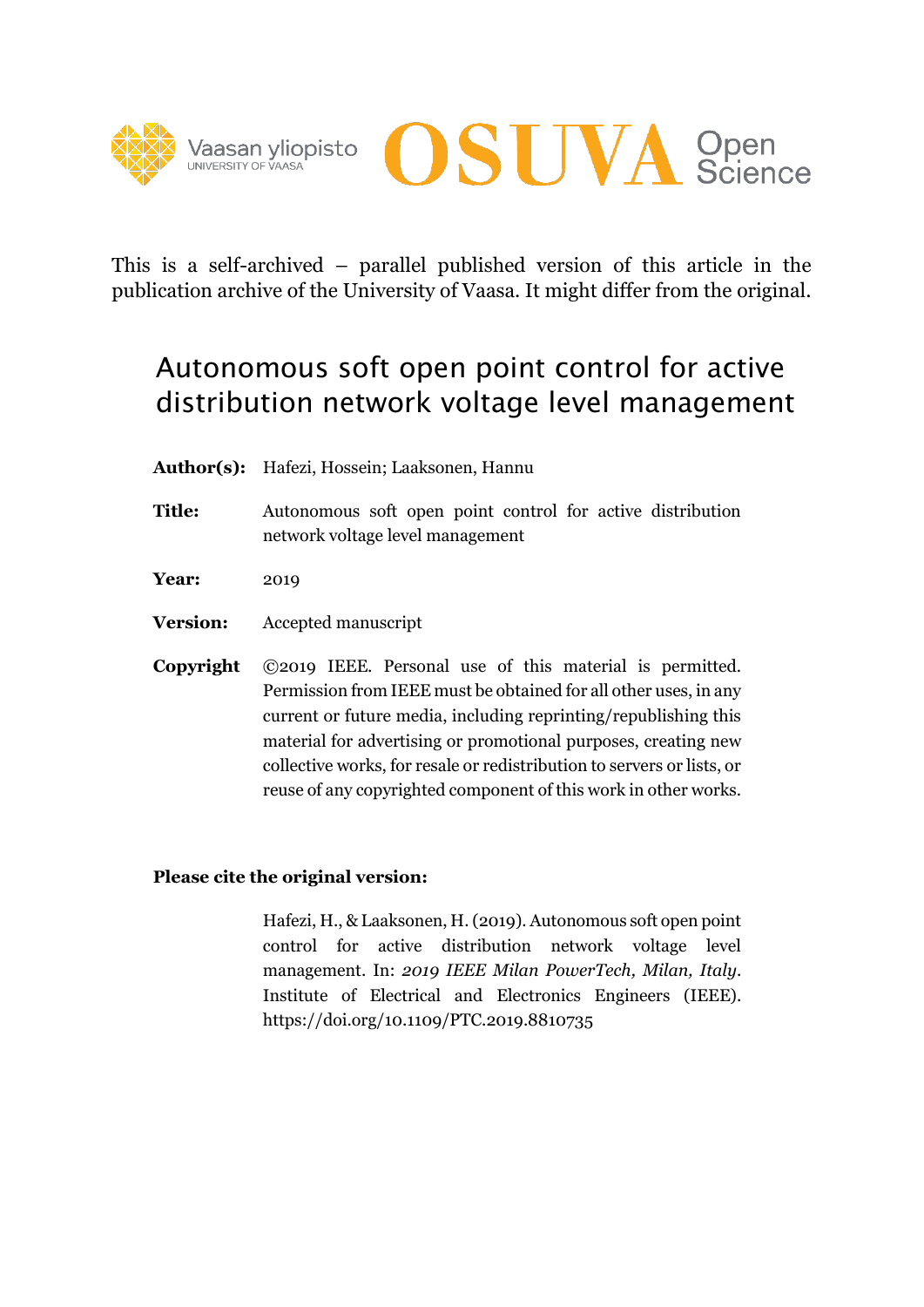This is a self-archived – parallel published version of this article in the publication archive of the University of Vaasa. It might differ from the original.

# Autonomous soft open point control for active distribution network voltage level management

**Author(s):** Hafezi, Hossein; Laaksonen, Hannu

**Title:** Autonomous soft open point control for active distribution network voltage level management

**Year:** 2019

**Version:** Accepted manuscript

**Copyright** ©2019 IEEE. Personal use of this material is permitted. Permission from IEEE must be obtained for all other uses, in any current or future media, including reprinting/republishing this material for advertising or promotional purposes, creating new collective works, for resale or redistribution to servers or lists, or reuse of any copyrighted component of this work in other works.

**Please cite the original version:**

Hafezi, H., & Laaksonen, H. (2019). Autonomous soft open point control for active distribution network voltage level management. In: *2019 IEEE Milan PowerTech, Milan, Italy*. Institute of Electrical and Electronics Engineers (IEEE). https://doi.org/10.1109/PTC.2019.8810735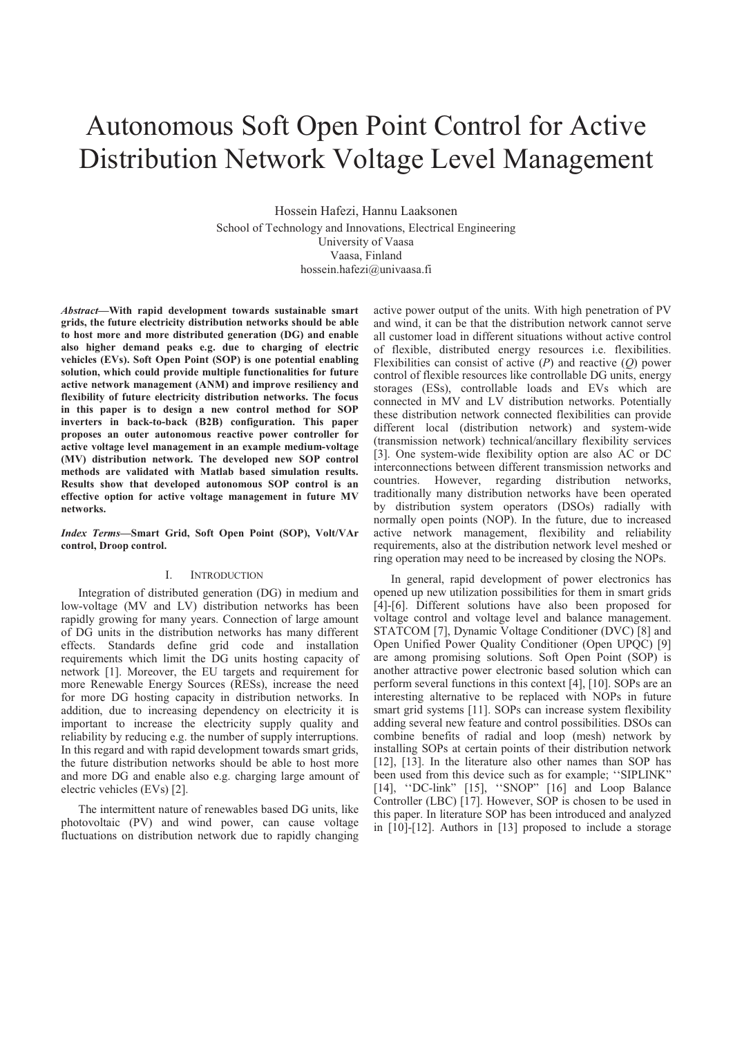# Autonomous Soft Open Point Control for Active Distribution Network Voltage Level Management

Hossein Hafezi, Hannu Laaksonen

School of Technology and Innovations, Electrical Engineering
University of Vaasa
Vaasa, Finland
hossein.hafezi@univaasa.fi

***Abstract*—With rapid development towards sustainable smart grids, the future electricity distribution networks should be able to host more and more distributed generation (DG) and enable also higher demand peaks e.g. due to charging of electric vehicles (EVs). Soft Open Point (SOP) is one potential enabling solution, which could provide multiple functionalities for future active network management (ANM) and improve resiliency and flexibility of future electricity distribution networks. The focus in this paper is to design a new control method for SOP inverters in back-to-back (B2B) configuration. This paper proposes an outer autonomous reactive power controller for active voltage level management in an example medium-voltage (MV) distribution network. The developed new SOP control methods are validated with Matlab based simulation results. Results show that developed autonomous SOP control is an effective option for active voltage management in future MV networks.**

***Index Terms*—Smart Grid, Soft Open Point (SOP), Volt/VAr control, Droop control.**

## I. Introduction

Integration of distributed generation (DG) in medium and low-voltage (MV and LV) distribution networks has been rapidly growing for many years. Connection of large amount of DG units in the distribution networks has many different effects. Standards define grid code and installation requirements which limit the DG units hosting capacity of network [1]. Moreover, the EU targets and requirement for more Renewable Energy Sources (RESs), increase the need for more DG hosting capacity in distribution networks. In addition, due to increasing dependency on electricity it is important to increase the electricity supply quality and reliability by reducing e.g. the number of supply interruptions. In this regard and with rapid development towards smart grids, the future distribution networks should be able to host more and more DG and enable also e.g. charging large amount of electric vehicles (EVs) [2].

The intermittent nature of renewables based DG units, like photovoltaic (PV) and wind power, can cause voltage fluctuations on distribution network due to rapidly changing active power output of the units. With high penetration of PV and wind, it can be that the distribution network cannot serve all customer load in different situations without active control of flexible, distributed energy resources i.e. flexibilities. Flexibilities can consist of active (*P*) and reactive (*Q*) power control of flexible resources like controllable DG units, energy storages (ESs), controllable loads and EVs which are connected in MV and LV distribution networks. Potentially these distribution network connected flexibilities can provide different local (distribution network) and system-wide (transmission network) technical/ancillary flexibility services [3]. One system-wide flexibility option are also AC or DC interconnections between different transmission networks and countries. However, regarding distribution networks, traditionally many distribution networks have been operated by distribution system operators (DSOs) radially with normally open points (NOP). In the future, due to increased active network management, flexibility and reliability requirements, also at the distribution network level meshed or ring operation may need to be increased by closing the NOPs.

In general, rapid development of power electronics has opened up new utilization possibilities for them in smart grids [4]-[6]. Different solutions have also been proposed for voltage control and voltage level and balance management. STATCOM [7], Dynamic Voltage Conditioner (DVC) [8] and Open Unified Power Quality Conditioner (Open UPQC) [9] are among promising solutions. Soft Open Point (SOP) is another attractive power electronic based solution which can perform several functions in this context [4], [10]. SOPs are an interesting alternative to be replaced with NOPs in future smart grid systems [11]. SOPs can increase system flexibility adding several new feature and control possibilities. DSOs can combine benefits of radial and loop (mesh) network by installing SOPs at certain points of their distribution network [12], [13]. In the literature also other names than SOP has been used from this device such as for example; ''SIPLINK'' [14], ''DC-link'' [15], ''SNOP'' [16] and Loop Balance Controller (LBC) [17]. However, SOP is chosen to be used in this paper. In literature SOP has been introduced and analyzed in [10]-[12]. Authors in [13] proposed to include a storage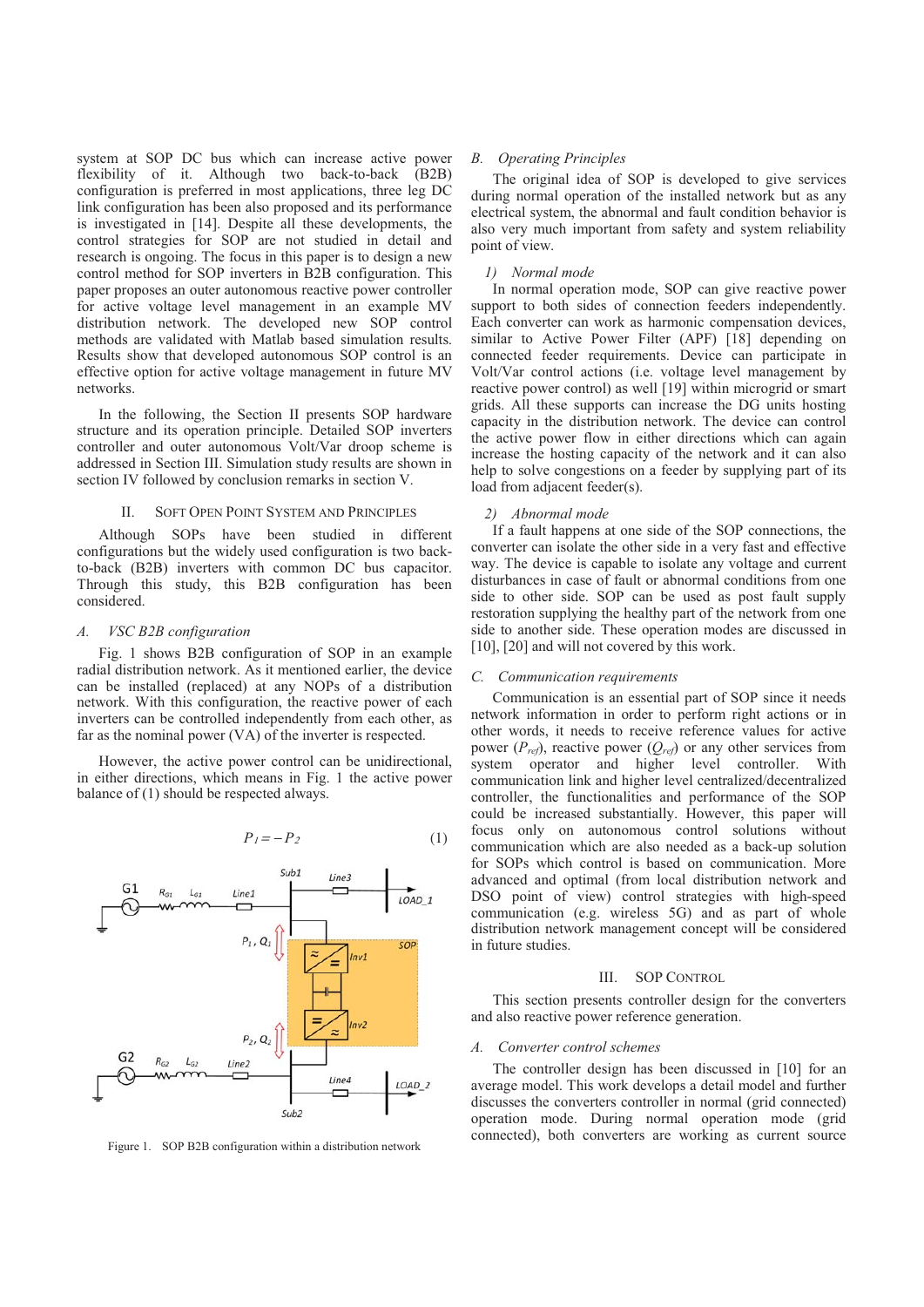system at SOP DC bus which can increase active power flexibility of it. Although two back-to-back (B2B) configuration is preferred in most applications, three leg DC link configuration has been also proposed and its performance is investigated in [14]. Despite all these developments, the control strategies for SOP are not studied in detail and research is ongoing. The focus in this paper is to design a new control method for SOP inverters in B2B configuration. This paper proposes an outer autonomous reactive power controller for active voltage level management in an example MV distribution network. The developed new SOP control methods are validated with Matlab based simulation results. Results show that developed autonomous SOP control is an effective option for active voltage management in future MV networks.

In the following, the Section II presents SOP hardware structure and its operation principle. Detailed SOP inverters controller and outer autonomous Volt/Var droop scheme is addressed in Section III. Simulation study results are shown in section IV followed by conclusion remarks in section V.

## II. Soft Open Point System and Principles

Although SOPs have been studied in different configurations but the widely used configuration is two back-to-back (B2B) inverters with common DC bus capacitor. Through this study, this B2B configuration has been considered.

### *A. VSC B2B configuration*

Fig. 1 shows B2B configuration of SOP in an example radial distribution network. As it mentioned earlier, the device can be installed (replaced) at any NOPs of a distribution network. With this configuration, the reactive power of each inverters can be controlled independently from each other, as far as the nominal power (VA) of the inverter is respected.

However, the active power control can be unidirectional, in either directions, which means in Fig. 1 the active power balance of (1) should be respected always.

$$P_1 = -P_2 \tag{1}$$

Figure 1. SOP B2B configuration within a distribution network

### *B. Operating Principles*

The original idea of SOP is developed to give services during normal operation of the installed network but as any electrical system, the abnormal and fault condition behavior is also very much important from safety and system reliability point of view.

#### *1) Normal mode*

In normal operation mode, SOP can give reactive power support to both sides of connection feeders independently. Each converter can work as harmonic compensation devices, similar to Active Power Filter (APF) [18] depending on connected feeder requirements. Device can participate in Volt/Var control actions (i.e. voltage level management by reactive power control) as well [19] within microgrid or smart grids. All these supports can increase the DG units hosting capacity in the distribution network. The device can control the active power flow in either directions which can again increase the hosting capacity of the network and it can also help to solve congestions on a feeder by supplying part of its load from adjacent feeder(s).

#### *2) Abnormal mode*

If a fault happens at one side of the SOP connections, the converter can isolate the other side in a very fast and effective way. The device is capable to isolate any voltage and current disturbances in case of fault or abnormal conditions from one side to other side. SOP can be used as post fault supply restoration supplying the healthy part of the network from one side to another side. These operation modes are discussed in [10], [20] and will not covered by this work.

### *C. Communication requirements*

Communication is an essential part of SOP since it needs network information in order to perform right actions or in other words, it needs to receive reference values for active power ($P_{ref}$), reactive power ($Q_{ref}$) or any other services from system operator and higher level controller. With communication link and higher level centralized/decentralized controller, the functionalities and performance of the SOP could be increased substantially. However, this paper will focus only on autonomous control solutions without communication which are also needed as a back-up solution for SOPs which control is based on communication. More advanced and optimal (from local distribution network and DSO point of view) control strategies with high-speed communication (e.g. wireless 5G) and as part of whole distribution network management concept will be considered in future studies.

## III. SOP Control

This section presents controller design for the converters and also reactive power reference generation.

### *A. Converter control schemes*

The controller design has been discussed in [10] for an average model. This work develops a detail model and further discusses the converters controller in normal (grid connected) operation mode. During normal operation mode (grid connected), both converters are working as current source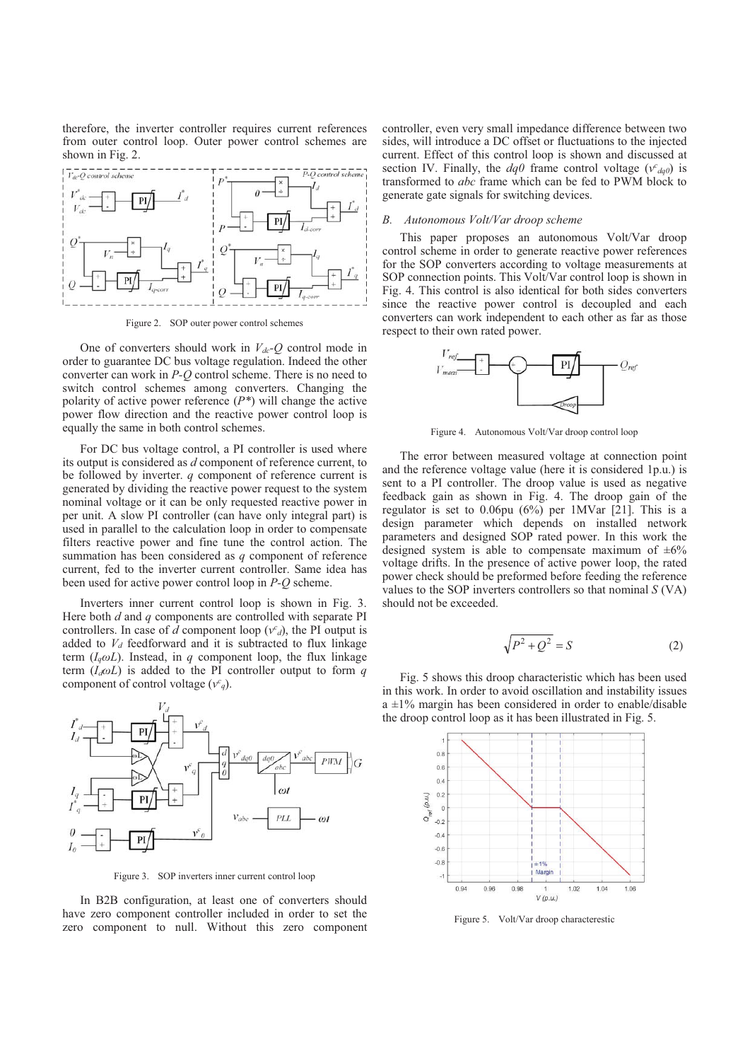therefore, the inverter controller requires current references from outer control loop. Outer power control schemes are shown in Fig. 2.

Figure 2. SOP outer power control schemes

One of converters should work in $V_{dc}$-$Q$ control mode in order to guarantee DC bus voltage regulation. Indeed the other converter can work in $P$-$Q$ control scheme. There is no need to switch control schemes among converters. Changing the polarity of active power reference ($P$*) will change the active power flow direction and the reactive power control loop is equally the same in both control schemes.

For DC bus voltage control, a PI controller is used where its output is considered as $d$ component of reference current, to be followed by inverter. $q$ component of reference current is generated by dividing the reactive power request to the system nominal voltage or it can be only requested reactive power in per unit. A slow PI controller (can have only integral part) is used in parallel to the calculation loop in order to compensate filters reactive power and fine tune the control action. The summation has been considered as $q$ component of reference current, fed to the inverter current controller. Same idea has been used for active power control loop in $P$-$Q$ scheme.

Inverters inner current control loop is shown in Fig. 3. Here both $d$ and $q$ components are controlled with separate PI controllers. In case of $d$ component loop ($v^c_d$), the PI output is added to $V_d$ feedforward and it is subtracted to flux linkage term ($I_q\omega L$). Instead, in $q$ component loop, the flux linkage term ($I_d\omega L$) is added to the PI controller output to form $q$ component of control voltage ($v^c_q$).

Figure 3. SOP inverters inner current control loop

In B2B configuration, at least one of converters should have zero component controller included in order to set the zero component to null. Without this zero component controller, even very small impedance difference between two sides, will introduce a DC offset or fluctuations to the injected current. Effect of this control loop is shown and discussed at section IV. Finally, the $dq0$ frame control voltage ($v^c_{dq0}$) is transformed to $abc$ frame which can be fed to PWM block to generate gate signals for switching devices.

### B. *Autonomous Volt/Var droop scheme*

This paper proposes an autonomous Volt/Var droop control scheme in order to generate reactive power references for the SOP converters according to voltage measurements at SOP connection points. This Volt/Var control loop is shown in Fig. 4. This control is also identical for both sides converters since the reactive power control is decoupled and each converters can work independent to each other as far as those respect to their own rated power.

Figure 4. Autonomous Volt/Var droop control loop

The error between measured voltage at connection point and the reference voltage value (here it is considered 1p.u.) is sent to a PI controller. The droop value is used as negative feedback gain as shown in Fig. 4. The droop gain of the regulator is set to 0.06pu (6%) per 1MVar [21]. This is a design parameter which depends on installed network parameters and designed SOP rated power. In this work the designed system is able to compensate maximum of ±6% voltage drifts. In the presence of active power loop, the rated power check should be preformed before feeding the reference values to the SOP inverters controllers so that nominal $S$ (VA) should not be exceeded.

$$\sqrt{P^2 + Q^2} = S \tag{2}$$

Fig. 5 shows this droop characteristic which has been used in this work. In order to avoid oscillation and instability issues a ±1% margin has been considered in order to enable/disable the droop control loop as it has been illustrated in Fig. 5.

Figure 5. Volt/Var droop characterestic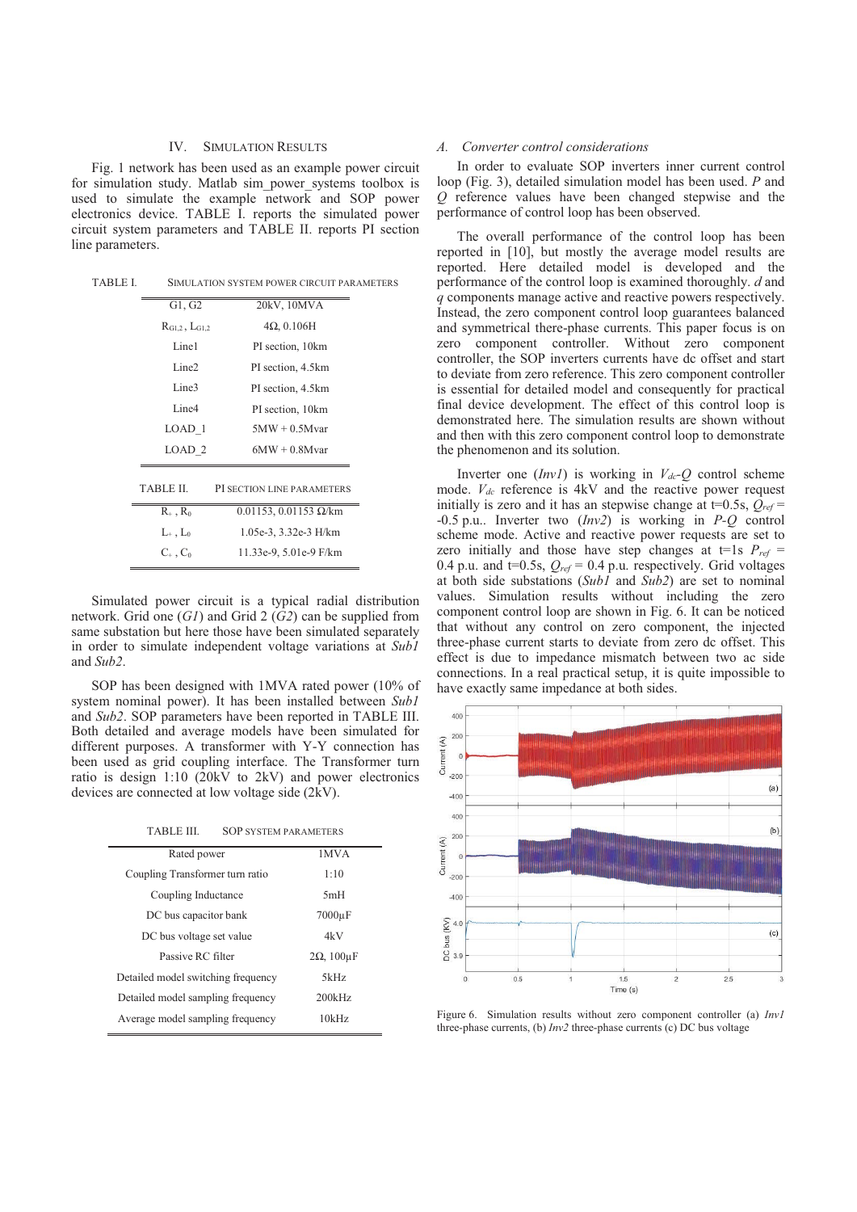## IV. Simulation Results

Fig. 1 network has been used as an example power circuit for simulation study. Matlab sim_power_systems toolbox is used to simulate the example network and SOP power electronics device. TABLE I. reports the simulated power circuit system parameters and TABLE II. reports PI section line parameters.

TABLE I. SIMULATION SYSTEM POWER CIRCUIT PARAMETERS

| | |
|---|---|
| G1, G2 | 20kV, 10MVA |
| $R_{G1,2}$ , $L_{G1,2}$ | 4Ω, 0.106H |
| Line1 | PI section, 10km |
| Line2 | PI section, 4.5km |
| Line3 | PI section, 4.5km |
| Line4 | PI section, 10km |
| LOAD_1 | 5MW + 0.5Mvar |
| LOAD_2 | 6MW + 0.8Mvar |

TABLE II. PI SECTION LINE PARAMETERS

| | |
|---|---|
| $R_+$ , $R_0$ | 0.01153, 0.01153 Ω/km |
| $L_+$ , $L_0$ | 1.05e-3, 3.32e-3 H/km |
| $C_+$ , $C_0$ | 11.33e-9, 5.01e-9 F/km |

Simulated power circuit is a typical radial distribution network. Grid one (*G1*) and Grid 2 (*G2*) can be supplied from same substation but here those have been simulated separately in order to simulate independent voltage variations at *Sub1* and *Sub2*.

SOP has been designed with 1MVA rated power (10% of system nominal power). It has been installed between *Sub1* and *Sub2*. SOP parameters have been reported in TABLE III. Both detailed and average models have been simulated for different purposes. A transformer with Y-Y connection has been used as grid coupling interface. The Transformer turn ratio is design 1:10 (20kV to 2kV) and power electronics devices are connected at low voltage side (2kV).

TABLE III. SOP SYSTEM PARAMETERS

| | |
|---|---|
| Rated power | 1MVA |
| Coupling Transformer turn ratio | 1:10 |
| Coupling Inductance | 5mH |
| DC bus capacitor bank | 7000μF |
| DC bus voltage set value | 4kV |
| Passive RC filter | 2Ω, 100μF |
| Detailed model switching frequency | 5kHz |
| Detailed model sampling frequency | 200kHz |
| Average model sampling frequency | 10kHz |

### A. Converter control considerations

In order to evaluate SOP inverters inner current control loop (Fig. 3), detailed simulation model has been used. *P* and *Q* reference values have been changed stepwise and the performance of control loop has been observed.

The overall performance of the control loop has been reported in [10], but mostly the average model results are reported. Here detailed model is developed and the performance of the control loop is examined thoroughly. *d* and *q* components manage active and reactive powers respectively. Instead, the zero component control loop guarantees balanced and symmetrical there-phase currents. This paper focus is on zero component controller. Without zero component controller, the SOP inverters currents have dc offset and start to deviate from zero reference. This zero component controller is essential for detailed model and consequently for practical final device development. The effect of this control loop is demonstrated here. The simulation results are shown without and then with this zero component control loop to demonstrate the phenomenon and its solution.

Inverter one (*Inv1*) is working in $V_{dc}$-*Q* control scheme mode. $V_{dc}$ reference is 4kV and the reactive power request initially is zero and it has an stepwise change at t=0.5s, $Q_{ref}$ = -0.5 p.u.. Inverter two (*Inv2*) is working in *P*-*Q* control scheme mode. Active and reactive power requests are set to zero initially and those have step changes at t=1s $P_{ref}$ = 0.4 p.u. and t=0.5s, $Q_{ref}$ = 0.4 p.u. respectively. Grid voltages at both side substations (*Sub1* and *Sub2*) are set to nominal values. Simulation results without including the zero component control loop are shown in Fig. 6. It can be noticed that without any control on zero component, the injected three-phase current starts to deviate from zero dc offset. This effect is due to impedance mismatch between two ac side connections. In a real practical setup, it is quite impossible to have exactly same impedance at both sides.

Figure 6. Simulation results without zero component controller (a) *Inv1* three-phase currents, (b) *Inv2* three-phase currents (c) DC bus voltage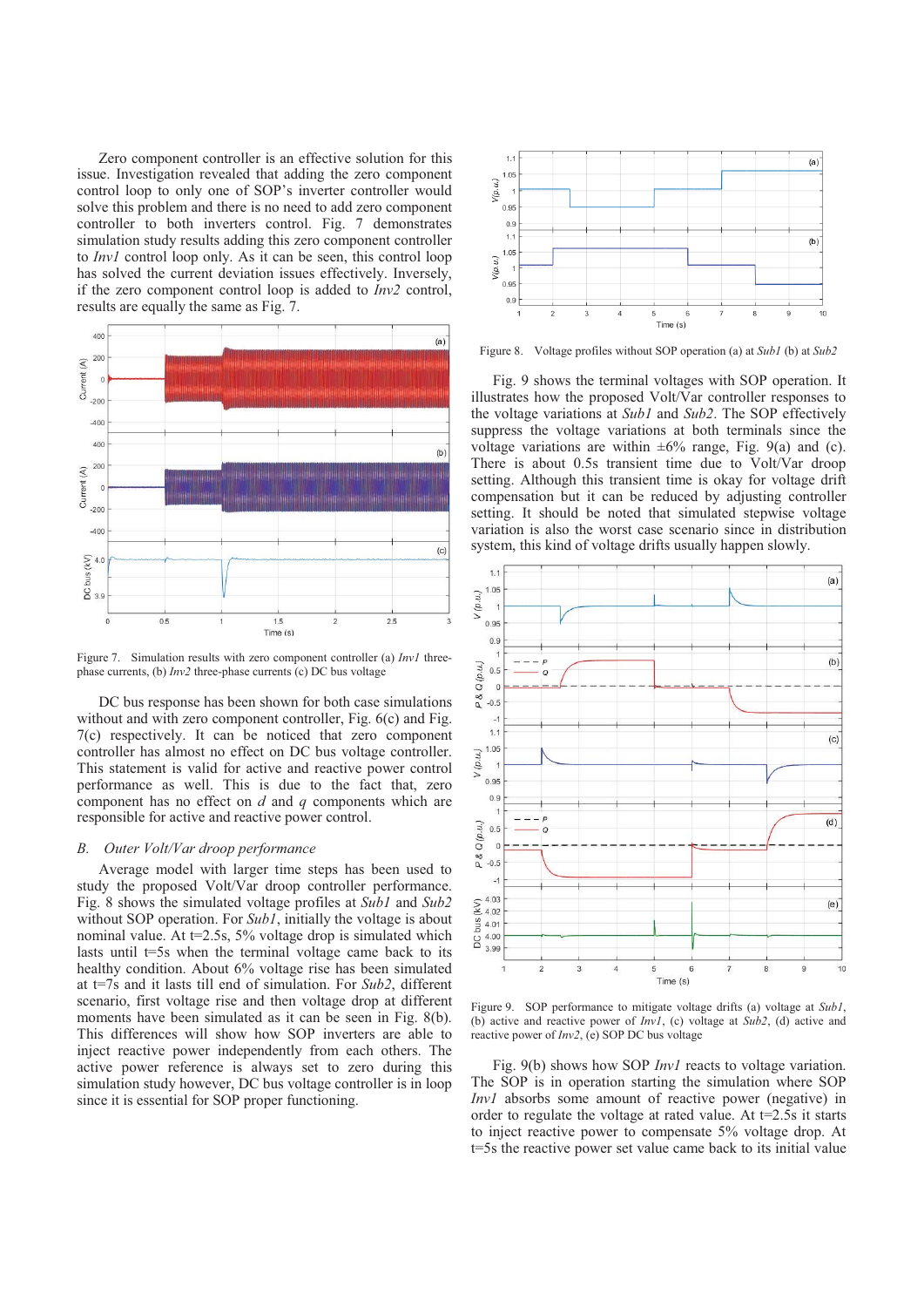Zero component controller is an effective solution for this issue. Investigation revealed that adding the zero component control loop to only one of SOP's inverter controller would solve this problem and there is no need to add zero component controller to both inverters control. Fig. 7 demonstrates simulation study results adding this zero component controller to *Inv1* control loop only. As it can be seen, this control loop has solved the current deviation issues effectively. Inversely, if the zero component control loop is added to *Inv2* control, results are equally the same as Fig. 7.

Figure 7. Simulation results with zero component controller (a) *Inv1* three-phase currents, (b) *Inv2* three-phase currents (c) DC bus voltage

DC bus response has been shown for both case simulations without and with zero component controller, Fig. 6(c) and Fig. 7(c) respectively. It can be noticed that zero component controller has almost no effect on DC bus voltage controller. This statement is valid for active and reactive power control performance as well. This is due to the fact that, zero component has no effect on *d* and *q* components which are responsible for active and reactive power control.

### *B. Outer Volt/Var droop performance*

Average model with larger time steps has been used to study the proposed Volt/Var droop controller performance. Fig. 8 shows the simulated voltage profiles at *Sub1* and *Sub2* without SOP operation. For *Sub1*, initially the voltage is about nominal value. At t=2.5s, 5% voltage drop is simulated which lasts until t=5s when the terminal voltage came back to its healthy condition. About 6% voltage rise has been simulated at t=7s and it lasts till end of simulation. For *Sub2*, different scenario, first voltage rise and then voltage drop at different moments have been simulated as it can be seen in Fig. 8(b). This differences will show how SOP inverters are able to inject reactive power independently from each others. The active power reference is always set to zero during this simulation study however, DC bus voltage controller is in loop since it is essential for SOP proper functioning.

Figure 8. Voltage profiles without SOP operation (a) at *Sub1* (b) at *Sub2*

Fig. 9 shows the terminal voltages with SOP operation. It illustrates how the proposed Volt/Var controller responses to the voltage variations at *Sub1* and *Sub2*. The SOP effectively suppress the voltage variations at both terminals since the voltage variations are within ±6% range, Fig. 9(a) and (c). There is about 0.5s transient time due to Volt/Var droop setting. Although this transient time is okay for voltage drift compensation but it can be reduced by adjusting controller setting. It should be noted that simulated stepwise voltage variation is also the worst case scenario since in distribution system, this kind of voltage drifts usually happen slowly.

Figure 9. SOP performance to mitigate voltage drifts (a) voltage at *Sub1*, (b) active and reactive power of *Inv1*, (c) voltage at *Sub2*, (d) active and reactive power of *Inv2*, (e) SOP DC bus voltage

Fig. 9(b) shows how SOP *Inv1* reacts to voltage variation. The SOP is in operation starting the simulation where SOP *Inv1* absorbs some amount of reactive power (negative) in order to regulate the voltage at rated value. At t=2.5s it starts to inject reactive power to compensate 5% voltage drop. At t=5s the reactive power set value came back to its initial value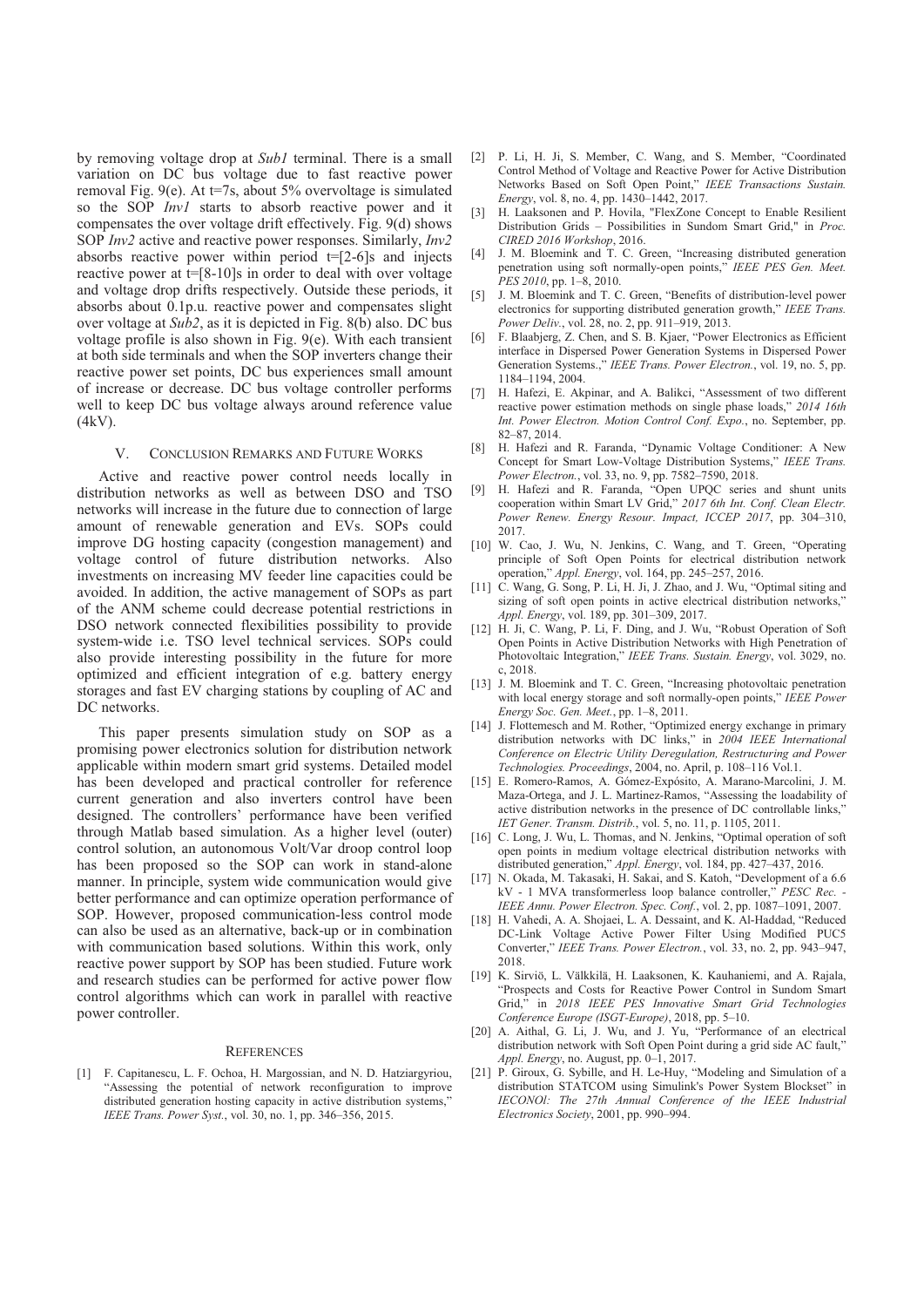by removing voltage drop at *Sub1* terminal. There is a small variation on DC bus voltage due to fast reactive power removal Fig. 9(e). At t=7s, about 5% overvoltage is simulated so the SOP *Inv1* starts to absorb reactive power and it compensates the over voltage drift effectively. Fig. 9(d) shows SOP *Inv2* active and reactive power responses. Similarly, *Inv2* absorbs reactive power within period t=[2-6]s and injects reactive power at t=[8-10]s in order to deal with over voltage and voltage drop drifts respectively. Outside these periods, it absorbs about 0.1p.u. reactive power and compensates slight over voltage at *Sub2*, as it is depicted in Fig. 8(b) also. DC bus voltage profile is also shown in Fig. 9(e). With each transient at both side terminals and when the SOP inverters change their reactive power set points, DC bus experiences small amount of increase or decrease. DC bus voltage controller performs well to keep DC bus voltage always around reference value (4kV).

## V. Conclusion Remarks and Future Works

Active and reactive power control needs locally in distribution networks as well as between DSO and TSO networks will increase in the future due to connection of large amount of renewable generation and EVs. SOPs could improve DG hosting capacity (congestion management) and voltage control of future distribution networks. Also investments on increasing MV feeder line capacities could be avoided. In addition, the active management of SOPs as part of the ANM scheme could decrease potential restrictions in DSO network connected flexibilities possibility to provide system-wide i.e. TSO level technical services. SOPs could also provide interesting possibility in the future for more optimized and efficient integration of e.g. battery energy storages and fast EV charging stations by coupling of AC and DC networks.

This paper presents simulation study on SOP as a promising power electronics solution for distribution network applicable within modern smart grid systems. Detailed model has been developed and practical controller for reference current generation and also inverters control have been designed. The controllers' performance have been verified through Matlab based simulation. As a higher level (outer) control solution, an autonomous Volt/Var droop control loop has been proposed so the SOP can work in stand-alone manner. In principle, system wide communication would give better performance and can optimize operation performance of SOP. However, proposed communication-less control mode can also be used as an alternative, back-up or in combination with communication based solutions. Within this work, only reactive power support by SOP has been studied. Future work and research studies can be performed for active power flow control algorithms which can work in parallel with reactive power controller.

## References

[1] F. Capitanescu, L. F. Ochoa, H. Margossian, and N. D. Hatziargyriou, "Assessing the potential of network reconfiguration to improve distributed generation hosting capacity in active distribution systems," *IEEE Trans. Power Syst.*, vol. 30, no. 1, pp. 346–356, 2015.

[2] P. Li, H. Ji, S. Member, C. Wang, and S. Member, "Coordinated Control Method of Voltage and Reactive Power for Active Distribution Networks Based on Soft Open Point," *IEEE Transactions Sustain. Energy*, vol. 8, no. 4, pp. 1430–1442, 2017.

[3] H. Laaksonen and P. Hovila, "FlexZone Concept to Enable Resilient Distribution Grids – Possibilities in Sundom Smart Grid," in *Proc. CIRED 2016 Workshop*, 2016.

[4] J. M. Bloemink and T. C. Green, "Increasing distributed generation penetration using soft normally-open points," *IEEE PES Gen. Meet. PES 2010*, pp. 1–8, 2010.

[5] J. M. Bloemink and T. C. Green, "Benefits of distribution-level power electronics for supporting distributed generation growth," *IEEE Trans. Power Deliv.*, vol. 28, no. 2, pp. 911–919, 2013.

[6] F. Blaabjerg, Z. Chen, and S. B. Kjaer, "Power Electronics as Efficient interface in Dispersed Power Generation Systems in Dispersed Power Generation Systems.," *IEEE Trans. Power Electron.*, vol. 19, no. 5, pp. 1184–1194, 2004.

[7] H. Hafezi, E. Akpinar, and A. Balikci, "Assessment of two different reactive power estimation methods on single phase loads," *2014 16th Int. Power Electron. Motion Control Conf. Expo.*, no. September, pp. 82–87, 2014.

[8] H. Hafezi and R. Faranda, "Dynamic Voltage Conditioner: A New Concept for Smart Low-Voltage Distribution Systems," *IEEE Trans. Power Electron.*, vol. 33, no. 9, pp. 7582–7590, 2018.

[9] H. Hafezi and R. Faranda, "Open UPQC series and shunt units cooperation within Smart LV Grid," *2017 6th Int. Conf. Clean Electr. Power Renew. Energy Resour. Impact, ICCEP 2017*, pp. 304–310, 2017.

[10] W. Cao, J. Wu, N. Jenkins, C. Wang, and T. Green, "Operating principle of Soft Open Points for electrical distribution network operation," *Appl. Energy*, vol. 164, pp. 245–257, 2016.

[11] C. Wang, G. Song, P. Li, H. Ji, J. Zhao, and J. Wu, "Optimal siting and sizing of soft open points in active electrical distribution networks," *Appl. Energy*, vol. 189, pp. 301–309, 2017.

[12] H. Ji, C. Wang, P. Li, F. Ding, and J. Wu, "Robust Operation of Soft Open Points in Active Distribution Networks with High Penetration of Photovoltaic Integration," *IEEE Trans. Sustain. Energy*, vol. 3029, no. c, 2018.

[13] J. M. Bloemink and T. C. Green, "Increasing photovoltaic penetration with local energy storage and soft normally-open points," *IEEE Power Energy Soc. Gen. Meet.*, pp. 1–8, 2011.

[14] J. Flottemesch and M. Rother, "Optimized energy exchange in primary distribution networks with DC links," in *2004 IEEE International Conference on Electric Utility Deregulation, Restructuring and Power Technologies. Proceedings*, 2004, no. April, p. 108–116 Vol.1.

[15] E. Romero-Ramos, A. Gómez-Expósito, A. Marano-Marcolini, J. M. Maza-Ortega, and J. L. Martinez-Ramos, "Assessing the loadability of active distribution networks in the presence of DC controllable links," *IET Gener. Transm. Distrib.*, vol. 5, no. 11, p. 1105, 2011.

[16] C. Long, J. Wu, L. Thomas, and N. Jenkins, "Optimal operation of soft open points in medium voltage electrical distribution networks with distributed generation," *Appl. Energy*, vol. 184, pp. 427–437, 2016.

[17] N. Okada, M. Takasaki, H. Sakai, and S. Katoh, "Development of a 6.6 kV - 1 MVA transformerless loop balance controller," *PESC Rec. - IEEE Annu. Power Electron. Spec. Conf.*, vol. 2, pp. 1087–1091, 2007.

[18] H. Vahedi, A. A. Shojaei, L. A. Dessaint, and K. Al-Haddad, "Reduced DC-Link Voltage Active Power Filter Using Modified PUC5 Converter," *IEEE Trans. Power Electron.*, vol. 33, no. 2, pp. 943–947, 2018.

[19] K. Sirviö, L. Välkkilä, H. Laaksonen, K. Kauhaniemi, and A. Rajala, "Prospects and Costs for Reactive Power Control in Sundom Smart Grid," in *2018 IEEE PES Innovative Smart Grid Technologies Conference Europe (ISGT-Europe)*, 2018, pp. 5–10.

[20] A. Aithal, G. Li, J. Wu, and J. Yu, "Performance of an electrical distribution network with Soft Open Point during a grid side AC fault," *Appl. Energy*, no. August, pp. 0–1, 2017.

[21] P. Giroux, G. Sybille, and H. Le-Huy, "Modeling and Simulation of a distribution STATCOM using Simulink's Power System Blockset" in *IECON01: The 27th Annual Conference of the IEEE Industrial Electronics Society*, 2001, pp. 990–994.